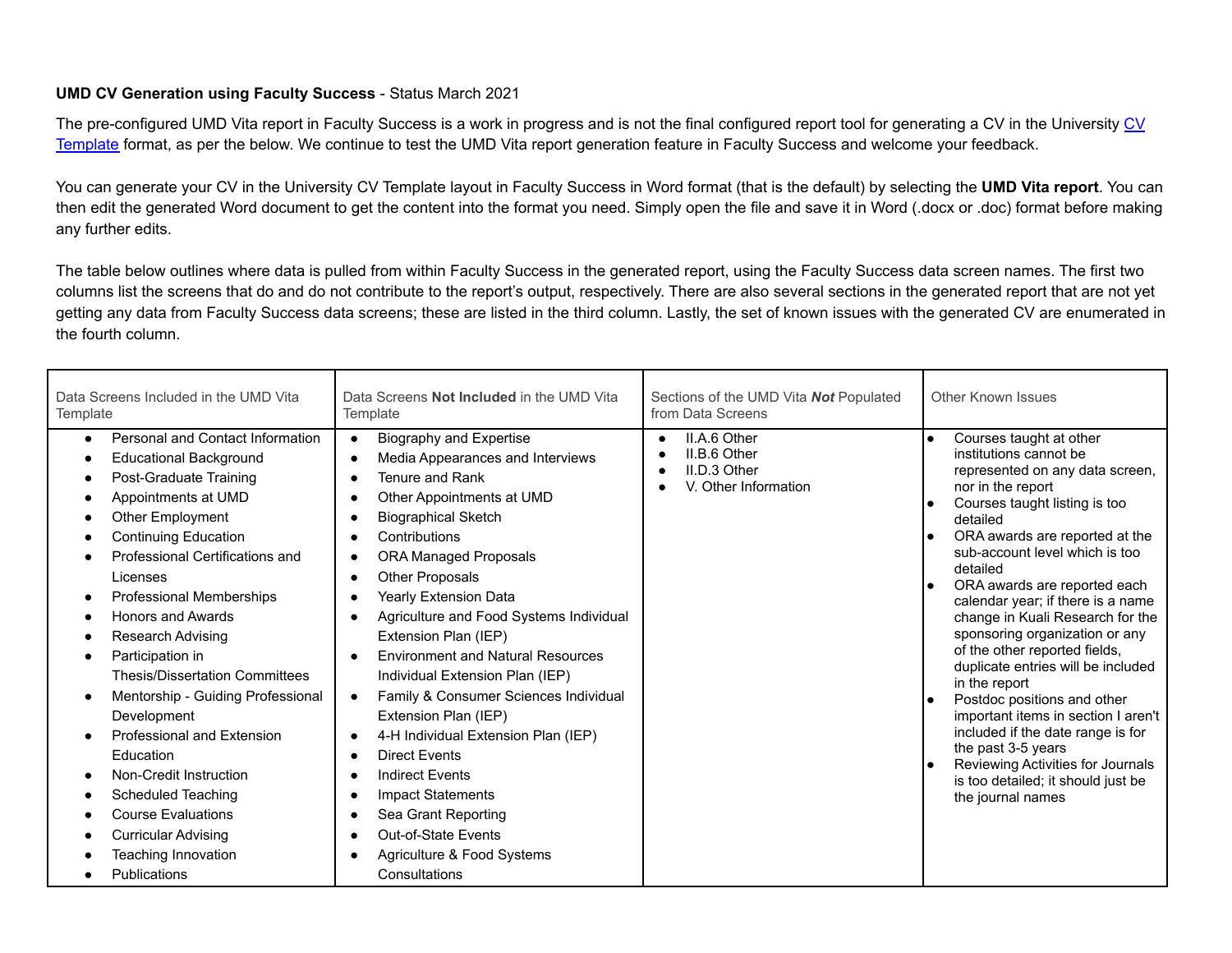**UMD CV Generation using Faculty Success** - Status March 2021

The pre-configured UMD Vita report in Faculty Success is a work in progress and is not the final configured report tool for generating a CV in the University [CV Template](#) format, as per the below. We continue to test the UMD Vita report generation feature in Faculty Success and welcome your feedback.

You can generate your CV in the University CV Template layout in Faculty Success in Word format (that is the default) by selecting the **UMD Vita report**. You can then edit the generated Word document to get the content into the format you need. Simply open the file and save it in Word (.docx or .doc) format before making any further edits.

The table below outlines where data is pulled from within Faculty Success in the generated report, using the Faculty Success data screen names. The first two columns list the screens that do and do not contribute to the report's output, respectively. There are also several sections in the generated report that are not yet getting any data from Faculty Success data screens; these are listed in the third column. Lastly, the set of known issues with the generated CV are enumerated in the fourth column.

| Data Screens Included in the UMD Vita Template | Data Screens **Not Included** in the UMD Vita Template | Sections of the UMD Vita ***Not*** Populated from Data Screens | Other Known Issues |
|---|---|---|---|
| • Personal and Contact Information<br>• Educational Background<br>• Post-Graduate Training<br>• Appointments at UMD<br>• Other Employment<br>• Continuing Education<br>• Professional Certifications and Licenses<br>• Professional Memberships<br>• Honors and Awards<br>• Research Advising<br>• Participation in Thesis/Dissertation Committees<br>• Mentorship - Guiding Professional Development<br>• Professional and Extension Education<br>• Non-Credit Instruction<br>• Scheduled Teaching<br>• Course Evaluations<br>• Curricular Advising<br>• Teaching Innovation<br>• Publications | • Biography and Expertise<br>• Media Appearances and Interviews<br>• Tenure and Rank<br>• Other Appointments at UMD<br>• Biographical Sketch<br>• Contributions<br>• ORA Managed Proposals<br>• Other Proposals<br>• Yearly Extension Data<br>• Agriculture and Food Systems Individual Extension Plan (IEP)<br>• Environment and Natural Resources Individual Extension Plan (IEP)<br>• Family & Consumer Sciences Individual Extension Plan (IEP)<br>• 4-H Individual Extension Plan (IEP)<br>• Direct Events<br>• Indirect Events<br>• Impact Statements<br>• Sea Grant Reporting<br>• Out-of-State Events<br>• Agriculture & Food Systems Consultations | • II.A.6 Other<br>• II.B.6 Other<br>• II.D.3 Other<br>• V. Other Information | • Courses taught at other institutions cannot be represented on any data screen, nor in the report<br>• Courses taught listing is too detailed<br>• ORA awards are reported at the sub-account level which is too detailed<br>• ORA awards are reported each calendar year; if there is a name change in Kuali Research for the sponsoring organization or any of the other reported fields, duplicate entries will be included in the report<br>• Postdoc positions and other important items in section I aren't included if the date range is for the past 3-5 years<br>• Reviewing Activities for Journals is too detailed; it should just be the journal names |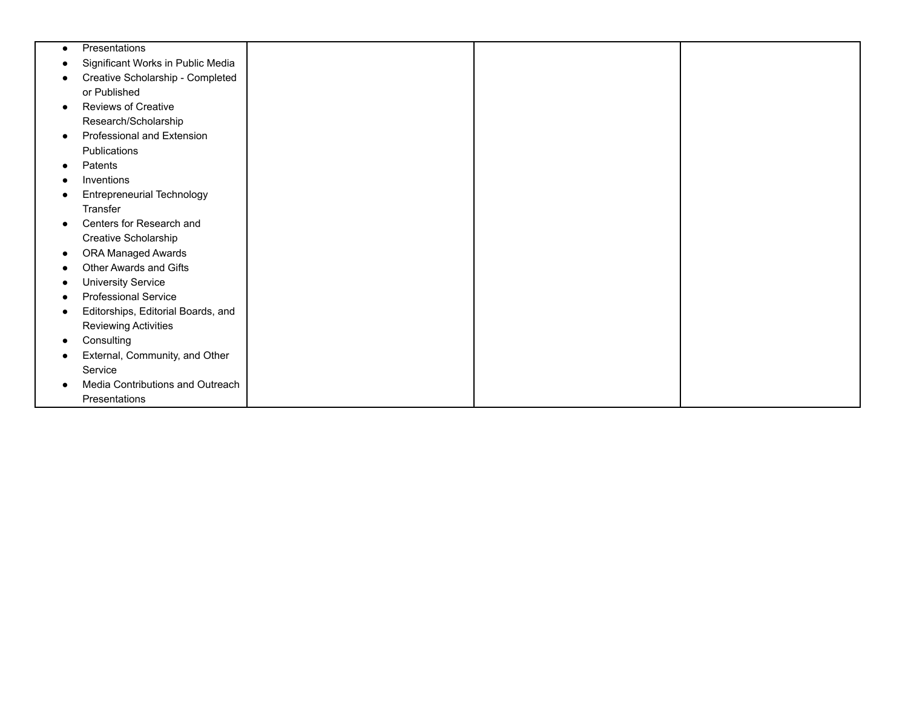| | | | |
|---|---|---|---|
| • Presentations<br>• Significant Works in Public Media<br>• Creative Scholarship - Completed or Published<br>• Reviews of Creative Research/Scholarship<br>• Professional and Extension Publications<br>• Patents<br>• Inventions<br>• Entrepreneurial Technology Transfer<br>• Centers for Research and Creative Scholarship<br>• ORA Managed Awards<br>• Other Awards and Gifts<br>• University Service<br>• Professional Service<br>• Editorships, Editorial Boards, and Reviewing Activities<br>• Consulting<br>• External, Community, and Other Service<br>• Media Contributions and Outreach Presentations | | | |